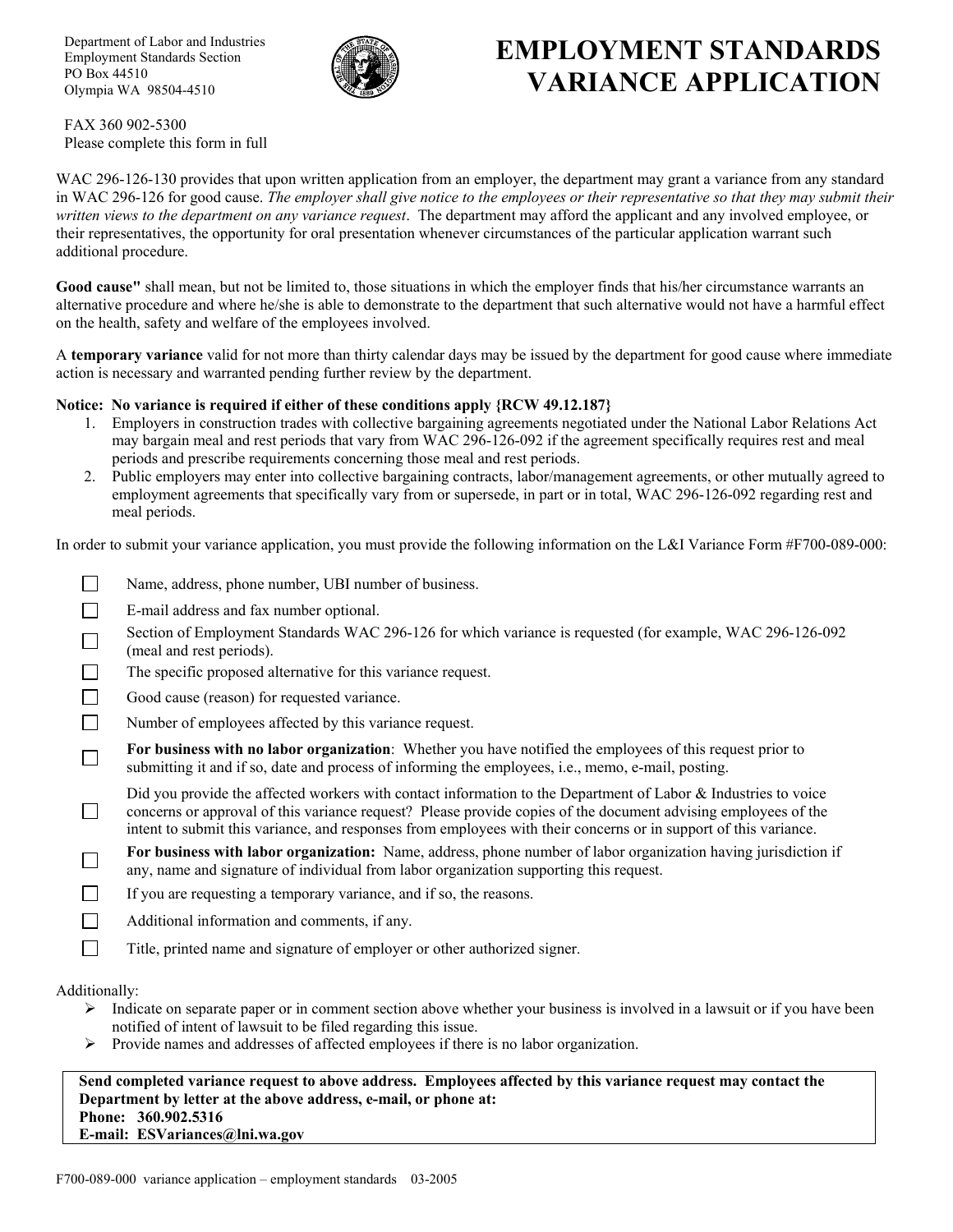Department of Labor and Industries
Employment Standards Section
PO Box 44510
Olympia WA 98504-4510

FAX 360 902-5300
Please complete this form in full

# EMPLOYMENT STANDARDS VARIANCE APPLICATION

WAC 296-126-130 provides that upon written application from an employer, the department may grant a variance from any standard in WAC 296-126 for good cause. *The employer shall give notice to the employees or their representative so that they may submit their written views to the department on any variance request*. The department may afford the applicant and any involved employee, or their representatives, the opportunity for oral presentation whenever circumstances of the particular application warrant such additional procedure.

**Good cause"** shall mean, but not be limited to, those situations in which the employer finds that his/her circumstance warrants an alternative procedure and where he/she is able to demonstrate to the department that such alternative would not have a harmful effect on the health, safety and welfare of the employees involved.

A **temporary variance** valid for not more than thirty calendar days may be issued by the department for good cause where immediate action is necessary and warranted pending further review by the department.

**Notice: No variance is required if either of these conditions apply {RCW 49.12.187}**

1. Employers in construction trades with collective bargaining agreements negotiated under the National Labor Relations Act may bargain meal and rest periods that vary from WAC 296-126-092 if the agreement specifically requires rest and meal periods and prescribe requirements concerning those meal and rest periods.
2. Public employers may enter into collective bargaining contracts, labor/management agreements, or other mutually agreed to employment agreements that specifically vary from or supersede, in part or in total, WAC 296-126-092 regarding rest and meal periods.

In order to submit your variance application, you must provide the following information on the L&I Variance Form #F700-089-000:

- ☐ Name, address, phone number, UBI number of business.
- ☐ E-mail address and fax number optional.
- ☐ Section of Employment Standards WAC 296-126 for which variance is requested (for example, WAC 296-126-092 (meal and rest periods).
- ☐ The specific proposed alternative for this variance request.
- ☐ Good cause (reason) for requested variance.
- ☐ Number of employees affected by this variance request.
- ☐ **For business with no labor organization**: Whether you have notified the employees of this request prior to submitting it and if so, date and process of informing the employees, i.e., memo, e-mail, posting.
- ☐ Did you provide the affected workers with contact information to the Department of Labor & Industries to voice concerns or approval of this variance request? Please provide copies of the document advising employees of the intent to submit this variance, and responses from employees with their concerns or in support of this variance.
- ☐ **For business with labor organization:** Name, address, phone number of labor organization having jurisdiction if any, name and signature of individual from labor organization supporting this request.
- ☐ If you are requesting a temporary variance, and if so, the reasons.
- ☐ Additional information and comments, if any.
- ☐ Title, printed name and signature of employer or other authorized signer.

Additionally:

- Indicate on separate paper or in comment section above whether your business is involved in a lawsuit or if you have been notified of intent of lawsuit to be filed regarding this issue.
- Provide names and addresses of affected employees if there is no labor organization.

**Send completed variance request to above address. Employees affected by this variance request may contact the Department by letter at the above address, e-mail, or phone at:**
**Phone: 360.902.5316**
**E-mail: ESVariances@lni.wa.gov**

F700-089-000 variance application – employment standards 03-2005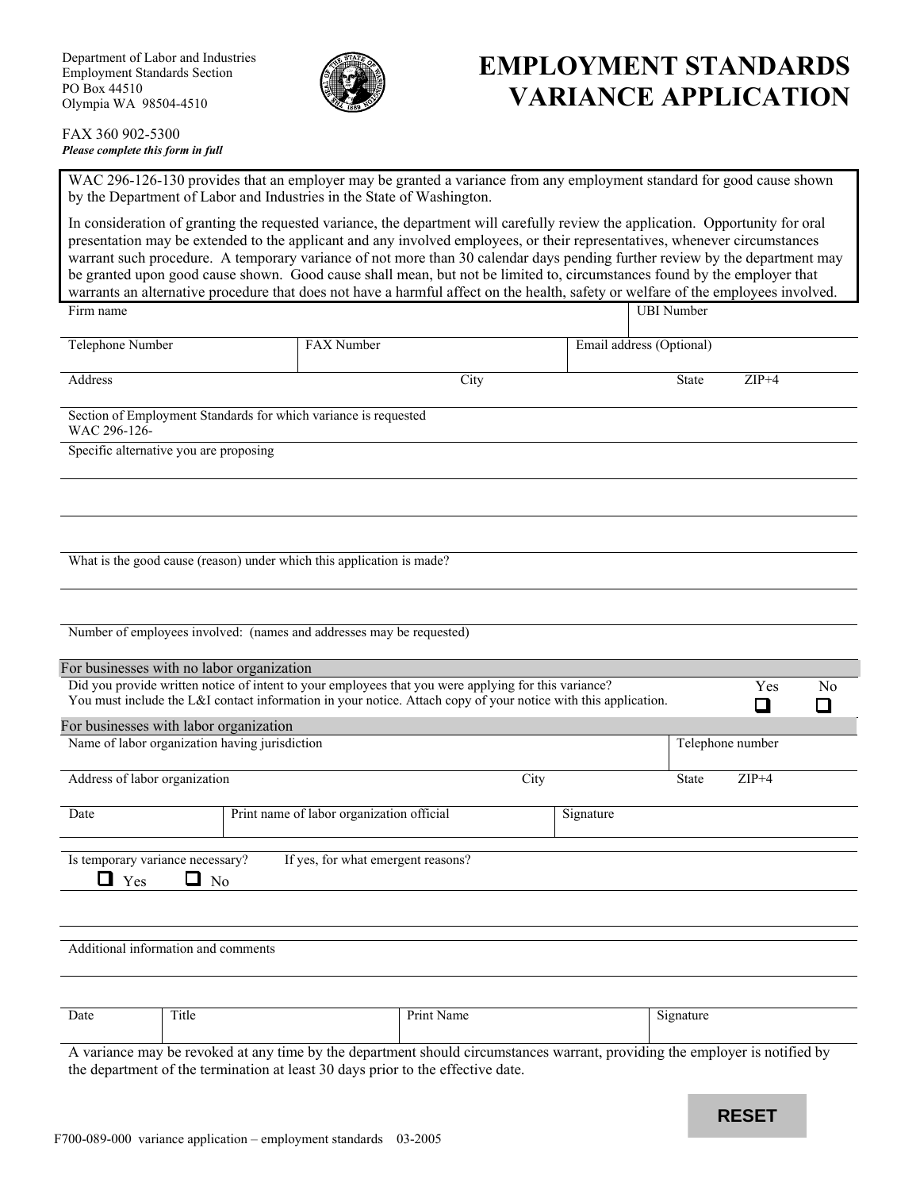Department of Labor and Industries
Employment Standards Section
PO Box 44510
Olympia WA 98504-4510

FAX 360 902-5300

***Please complete this form in full***

# EMPLOYMENT STANDARDS VARIANCE APPLICATION

WAC 296-126-130 provides that an employer may be granted a variance from any employment standard for good cause shown by the Department of Labor and Industries in the State of Washington.

In consideration of granting the requested variance, the department will carefully review the application. Opportunity for oral presentation may be extended to the applicant and any involved employees, or their representatives, whenever circumstances warrant such procedure. A temporary variance of not more than 30 calendar days pending further review by the department may be granted upon good cause shown. Good cause shall mean, but not be limited to, circumstances found by the employer that warrants an alternative procedure that does not have a harmful affect on the health, safety or welfare of the employees involved.

| | | | | |
|---|---|---|---|---|
| Firm name | | | UBI Number | |
| Telephone Number | FAX Number | | Email address (Optional) | |
| Address | | City | State | ZIP+4 |

Section of Employment Standards for which variance is requested
WAC 296-126-

Specific alternative you are proposing

What is the good cause (reason) under which this application is made?

Number of employees involved: (names and addresses may be requested)

## For businesses with no labor organization

Did you provide written notice of intent to your employees that you were applying for this variance? You must include the L&I contact information in your notice. Attach copy of your notice with this application.

☐ Yes ☐ No

## For businesses with labor organization

| | | | | |
|---|---|---|---|---|
| Name of labor organization having jurisdiction | | | Telephone number | |
| Address of labor organization | | City | State | ZIP+4 |
| Date | Print name of labor organization official | | Signature | |

Is temporary variance necessary? ☐ Yes ☐ No

If yes, for what emergent reasons?

Additional information and comments

| | | | |
|---|---|---|---|
| Date | Title | Print Name | Signature |

A variance may be revoked at any time by the department should circumstances warrant, providing the employer is notified by the department of the termination at least 30 days prior to the effective date.

RESET

F700-089-000 variance application – employment standards 03-2005